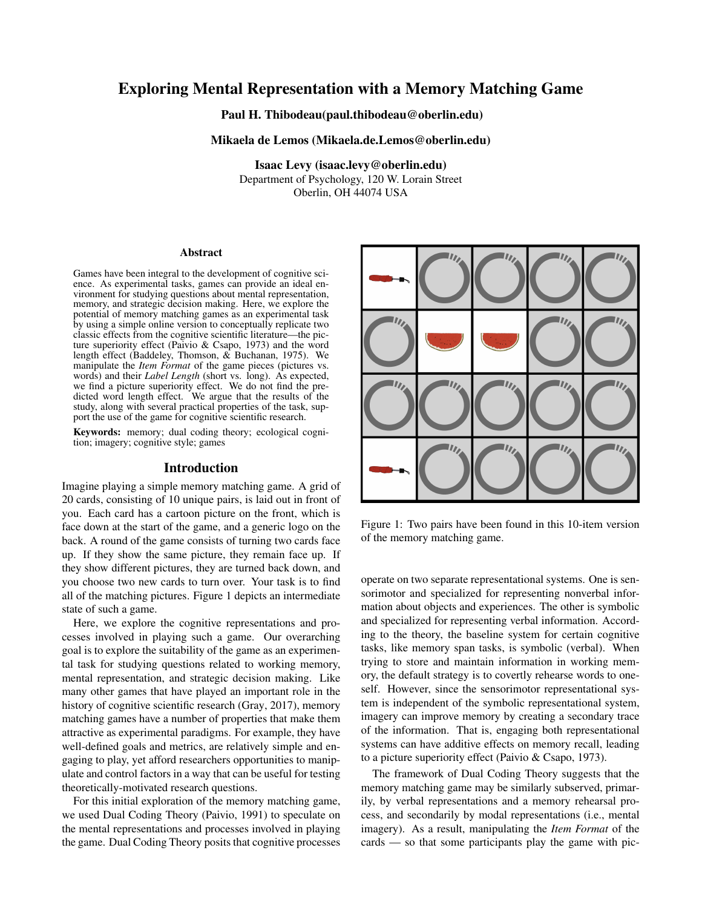# Exploring Mental Representation with a Memory Matching Game

**Paul H. Thibodeau(paul.thibodeau@oberlin.edu)**

**Mikaela de Lemos (Mikaela.de.Lemos@oberlin.edu)**

**Isaac Levy (isaac.levy@oberlin.edu)**
Department of Psychology, 120 W. Lorain Street
Oberlin, OH 44074 USA

## Abstract

Games have been integral to the development of cognitive science. As experimental tasks, games can provide an ideal environment for studying questions about mental representation, memory, and strategic decision making. Here, we explore the potential of memory matching games as an experimental task by using a simple online version to conceptually replicate two classic effects from the cognitive scientific literature—the picture superiority effect (Paivio & Csapo, 1973) and the word length effect (Baddeley, Thomson, & Buchanan, 1975). We manipulate the *Item Format* of the game pieces (pictures vs. words) and their *Label Length* (short vs. long). As expected, we find a picture superiority effect. We do not find the predicted word length effect. We argue that the results of the study, along with several practical properties of the task, support the use of the game for cognitive scientific research.

**Keywords:** memory; dual coding theory; ecological cognition; imagery; cognitive style; games

## Introduction

Imagine playing a simple memory matching game. A grid of 20 cards, consisting of 10 unique pairs, is laid out in front of you. Each card has a cartoon picture on the front, which is face down at the start of the game, and a generic logo on the back. A round of the game consists of turning two cards face up. If they show the same picture, they remain face up. If they show different pictures, they are turned back down, and you choose two new cards to turn over. Your task is to find all of the matching pictures. Figure 1 depicts an intermediate state of such a game.

Figure 1: Two pairs have been found in this 10-item version of the memory matching game.

Here, we explore the cognitive representations and processes involved in playing such a game. Our overarching goal is to explore the suitability of the game as an experimental task for studying questions related to working memory, mental representation, and strategic decision making. Like many other games that have played an important role in the history of cognitive scientific research (Gray, 2017), memory matching games have a number of properties that make them attractive as experimental paradigms. For example, they have well-defined goals and metrics, are relatively simple and engaging to play, yet afford researchers opportunities to manipulate and control factors in a way that can be useful for testing theoretically-motivated research questions.

For this initial exploration of the memory matching game, we used Dual Coding Theory (Paivio, 1991) to speculate on the mental representations and processes involved in playing the game. Dual Coding Theory posits that cognitive processes operate on two separate representational systems. One is sensorimotor and specialized for representing nonverbal information about objects and experiences. The other is symbolic and specialized for representing verbal information. According to the theory, the baseline system for certain cognitive tasks, like memory span tasks, is symbolic (verbal). When trying to store and maintain information in working memory, the default strategy is to covertly rehearse words to oneself. However, since the sensorimotor representational system is independent of the symbolic representational system, imagery can improve memory by creating a secondary trace of the information. That is, engaging both representational systems can have additive effects on memory recall, leading to a picture superiority effect (Paivio & Csapo, 1973).

The framework of Dual Coding Theory suggests that the memory matching game may be similarly subserved, primarily, by verbal representations and a memory rehearsal process, and secondarily by modal representations (i.e., mental imagery). As a result, manipulating the *Item Format* of the cards — so that some participants play the game with pic-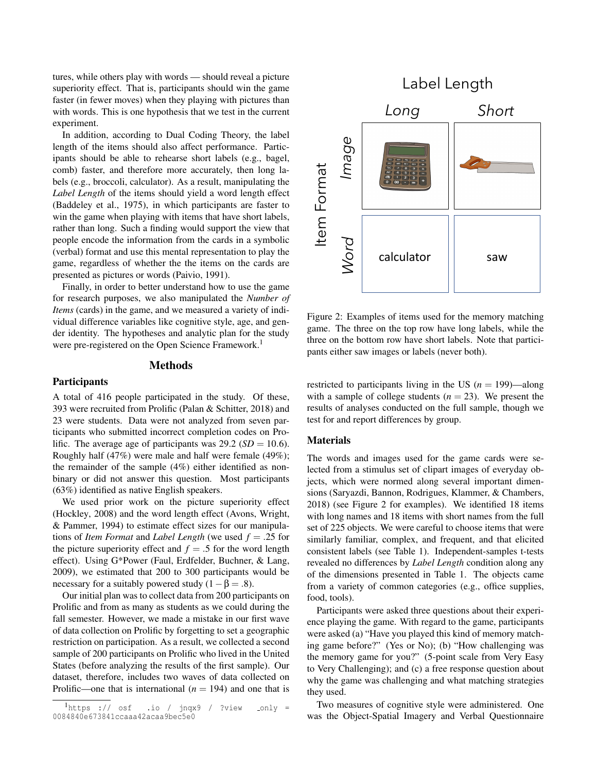tures, while others play with words — should reveal a picture superiority effect. That is, participants should win the game faster (in fewer moves) when they playing with pictures than with words. This is one hypothesis that we test in the current experiment.

In addition, according to Dual Coding Theory, the label length of the items should also affect performance. Participants should be able to rehearse short labels (e.g., bagel, comb) faster, and therefore more accurately, then long labels (e.g., broccoli, calculator). As a result, manipulating the *Label Length* of the items should yield a word length effect (Baddeley et al., 1975), in which participants are faster to win the game when playing with items that have short labels, rather than long. Such a finding would support the view that people encode the information from the cards in a symbolic (verbal) format and use this mental representation to play the game, regardless of whether the the items on the cards are presented as pictures or words (Paivio, 1991).

Finally, in order to better understand how to use the game for research purposes, we also manipulated the *Number of Items* (cards) in the game, and we measured a variety of individual difference variables like cognitive style, age, and gender identity. The hypotheses and analytic plan for the study were pre-registered on the Open Science Framework.[1]

## Methods

### Participants

A total of 416 people participated in the study. Of these, 393 were recruited from Prolific (Palan & Schitter, 2018) and 23 were students. Data were not analyzed from seven participants who submitted incorrect completion codes on Prolific. The average age of participants was 29.2 ($SD = 10.6$). Roughly half (47%) were male and half were female (49%); the remainder of the sample (4%) either identified as non-binary or did not answer this question. Most participants (63%) identified as native English speakers.

We used prior work on the picture superiority effect (Hockley, 2008) and the word length effect (Avons, Wright, & Pammer, 1994) to estimate effect sizes for our manipulations of *Item Format* and *Label Length* (we used $f = .25$ for the picture superiority effect and $f = .5$ for the word length effect). Using G*Power (Faul, Erdfelder, Buchner, & Lang, 2009), we estimated that 200 to 300 participants would be necessary for a suitably powered study ($1 - \beta = .8$).

Our initial plan was to collect data from 200 participants on Prolific and from as many as students as we could during the fall semester. However, we made a mistake in our first wave of data collection on Prolific by forgetting to set a geographic restriction on participation. As a result, we collected a second sample of 200 participants on Prolific who lived in the United States (before analyzing the results of the first sample). Our dataset, therefore, includes two waves of data collected on Prolific—one that is international ($n = 194$) and one that is restricted to participants living in the US ($n = 199$)—along with a sample of college students ($n = 23$). We present the results of analyses conducted on the full sample, though we test for and report differences by group.

[1] https://osf.io/jnqx9/?view_only=0084840e673841ccaaa42acaa9bec5e0

| | | Label Length | |
|---|---|---|---|
| | | *Long* | *Short* |
| Item Format | *Image* | [calculator image] | [saw image] |
| | *Word* | calculator | saw |

Figure 2: Examples of items used for the memory matching game. The three on the top row have long labels, while the three on the bottom row have short labels. Note that participants either saw images or labels (never both).

### Materials

The words and images used for the game cards were selected from a stimulus set of clipart images of everyday objects, which were normed along several important dimensions (Saryazdi, Bannon, Rodrigues, Klammer, & Chambers, 2018) (see Figure 2 for examples). We identified 18 items with long names and 18 items with short names from the full set of 225 objects. We were careful to choose items that were similarly familiar, complex, and frequent, and that elicited consistent labels (see Table 1). Independent-samples t-tests revealed no differences by *Label Length* condition along any of the dimensions presented in Table 1. The objects came from a variety of common categories (e.g., office supplies, food, tools).

Participants were asked three questions about their experience playing the game. With regard to the game, participants were asked (a) "Have you played this kind of memory matching game before?" (Yes or No); (b) "How challenging was the memory game for you?" (5-point scale from Very Easy to Very Challenging); and (c) a free response question about why the game was challenging and what matching strategies they used.

Two measures of cognitive style were administered. One was the Object-Spatial Imagery and Verbal Questionnaire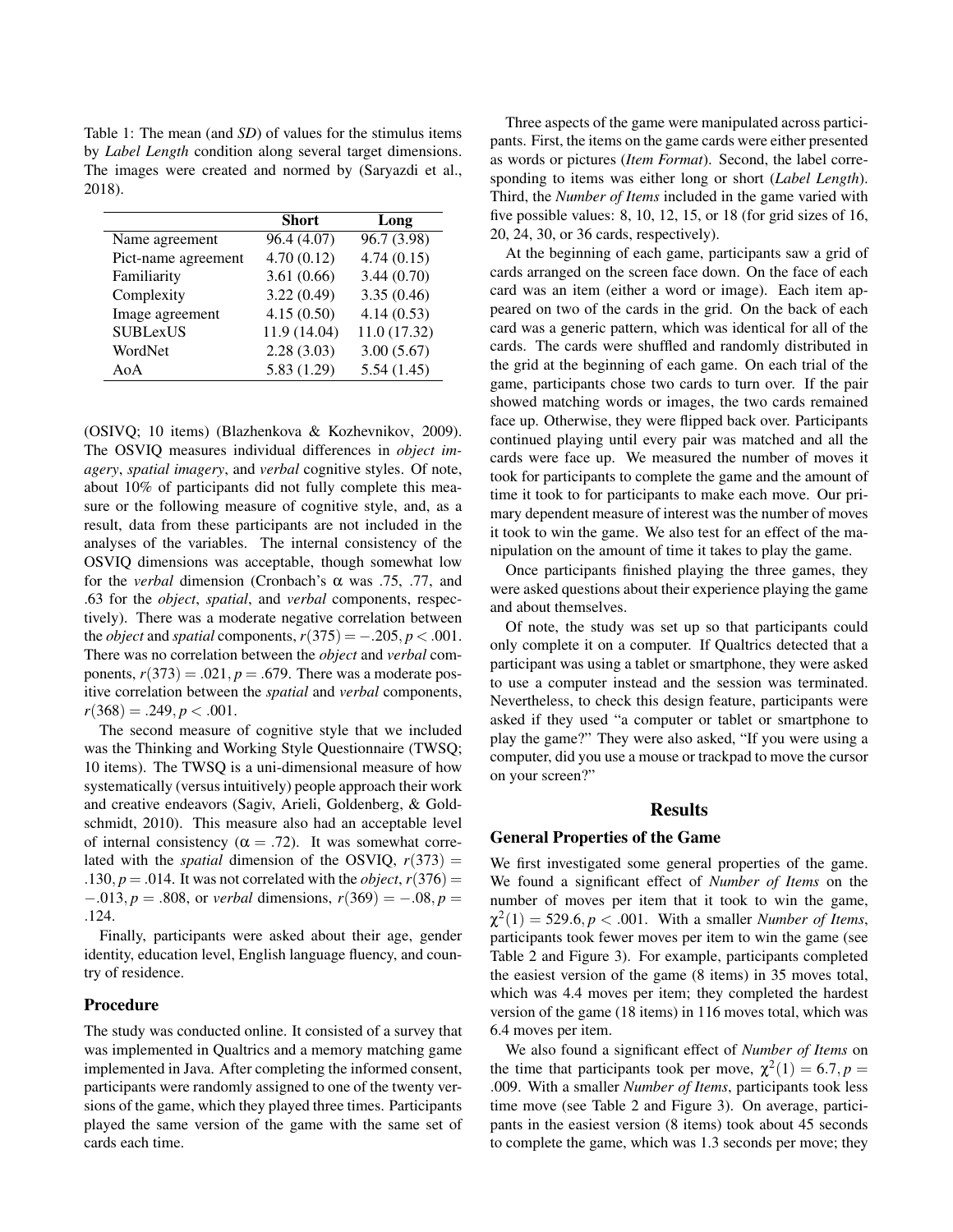Table 1: The mean (and *SD*) of values for the stimulus items by *Label Length* condition along several target dimensions. The images were created and normed by (Saryazdi et al., 2018).

| | **Short** | **Long** |
|---|---|---|
| Name agreement | 96.4 (4.07) | 96.7 (3.98) |
| Pict-name agreement | 4.70 (0.12) | 4.74 (0.15) |
| Familiarity | 3.61 (0.66) | 3.44 (0.70) |
| Complexity | 3.22 (0.49) | 3.35 (0.46) |
| Image agreement | 4.15 (0.50) | 4.14 (0.53) |
| SUBLexUS | 11.9 (14.04) | 11.0 (17.32) |
| WordNet | 2.28 (3.03) | 3.00 (5.67) |
| AoA | 5.83 (1.29) | 5.54 (1.45) |

(OSIVQ; 10 items) (Blazhenkova & Kozhevnikov, 2009). The OSVIQ measures individual differences in *object imagery*, *spatial imagery*, and *verbal* cognitive styles. Of note, about 10% of participants did not fully complete this measure or the following measure of cognitive style, and, as a result, data from these participants are not included in the analyses of the variables. The internal consistency of the OSVIQ dimensions was acceptable, though somewhat low for the *verbal* dimension (Cronbach's $\alpha$ was .75, .77, and .63 for the *object*, *spatial*, and *verbal* components, respectively). There was a moderate negative correlation between the *object* and *spatial* components, $r(375) = -.205, p < .001$. There was no correlation between the *object* and *verbal* components, $r(373) = .021, p = .679$. There was a moderate positive correlation between the *spatial* and *verbal* components, $r(368) = .249, p < .001$.

The second measure of cognitive style that we included was the Thinking and Working Style Questionnaire (TWSQ; 10 items). The TWSQ is a uni-dimensional measure of how systematically (versus intuitively) people approach their work and creative endeavors (Sagiv, Arieli, Goldenberg, & Goldschmidt, 2010). This measure also had an acceptable level of internal consistency ($\alpha = .72$). It was somewhat correlated with the *spatial* dimension of the OSVIQ, $r(373) = .130, p = .014$. It was not correlated with the *object*, $r(376) = -.013, p = .808$, or *verbal* dimensions, $r(369) = -.08, p = .124$.

Finally, participants were asked about their age, gender identity, education level, English language fluency, and country of residence.

### Procedure

The study was conducted online. It consisted of a survey that was implemented in Qualtrics and a memory matching game implemented in Java. After completing the informed consent, participants were randomly assigned to one of the twenty versions of the game, which they played three times. Participants played the same version of the game with the same set of cards each time.

Three aspects of the game were manipulated across participants. First, the items on the game cards were either presented as words or pictures (*Item Format*). Second, the label corresponding to items was either long or short (*Label Length*). Third, the *Number of Items* included in the game varied with five possible values: 8, 10, 12, 15, or 18 (for grid sizes of 16, 20, 24, 30, or 36 cards, respectively).

At the beginning of each game, participants saw a grid of cards arranged on the screen face down. On the face of each card was an item (either a word or image). Each item appeared on two of the cards in the grid. On the back of each card was a generic pattern, which was identical for all of the cards. The cards were shuffled and randomly distributed in the grid at the beginning of each game. On each trial of the game, participants chose two cards to turn over. If the pair showed matching words or images, the two cards remained face up. Otherwise, they were flipped back over. Participants continued playing until every pair was matched and all the cards were face up. We measured the number of moves it took for participants to complete the game and the amount of time it took to for participants to make each move. Our primary dependent measure of interest was the number of moves it took to win the game. We also test for an effect of the manipulation on the amount of time it takes to play the game.

Once participants finished playing the three games, they were asked questions about their experience playing the game and about themselves.

Of note, the study was set up so that participants could only complete it on a computer. If Qualtrics detected that a participant was using a tablet or smartphone, they were asked to use a computer instead and the session was terminated. Nevertheless, to check this design feature, participants were asked if they used "a computer or tablet or smartphone to play the game?" They were also asked, "If you were using a computer, did you use a mouse or trackpad to move the cursor on your screen?"

## Results

### General Properties of the Game

We first investigated some general properties of the game. We found a significant effect of *Number of Items* on the number of moves per item that it took to win the game, $\chi^2(1) = 529.6, p < .001$. With a smaller *Number of Items*, participants took fewer moves per item to win the game (see Table 2 and Figure 3). For example, participants completed the easiest version of the game (8 items) in 35 moves total, which was 4.4 moves per item; they completed the hardest version of the game (18 items) in 116 moves total, which was 6.4 moves per item.

We also found a significant effect of *Number of Items* on the time that participants took per move, $\chi^2(1) = 6.7, p = .009$. With a smaller *Number of Items*, participants took less time move (see Table 2 and Figure 3). On average, participants in the easiest version (8 items) took about 45 seconds to complete the game, which was 1.3 seconds per move; they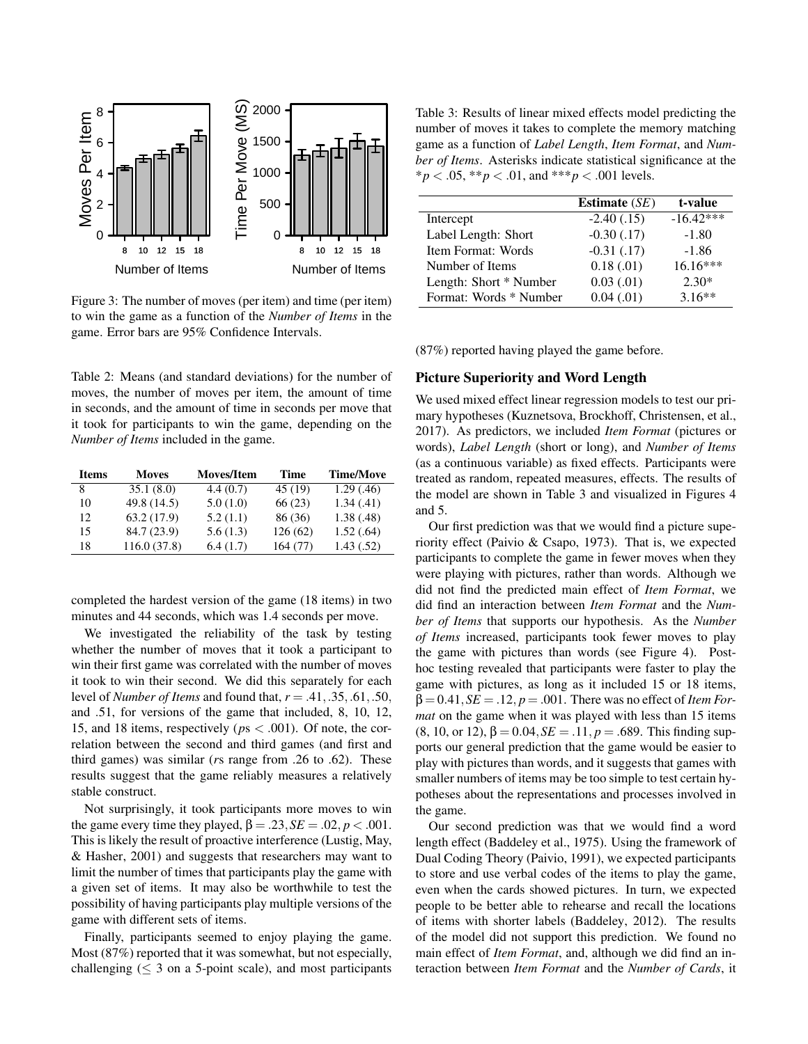Figure 3: The number of moves (per item) and time (per item) to win the game as a function of the *Number of Items* in the game. Error bars are 95% Confidence Intervals.

Table 2: Means (and standard deviations) for the number of moves, the number of moves per item, the amount of time in seconds, and the amount of time in seconds per move that it took for participants to win the game, depending on the *Number of Items* included in the game.

| Items | Moves | Moves/Item | Time | Time/Move |
|---|---|---|---|---|
| 8 | 35.1 (8.0) | 4.4 (0.7) | 45 (19) | 1.29 (.46) |
| 10 | 49.8 (14.5) | 5.0 (1.0) | 66 (23) | 1.34 (.41) |
| 12 | 63.2 (17.9) | 5.2 (1.1) | 86 (36) | 1.38 (.48) |
| 15 | 84.7 (23.9) | 5.6 (1.3) | 126 (62) | 1.52 (.64) |
| 18 | 116.0 (37.8) | 6.4 (1.7) | 164 (77) | 1.43 (.52) |

completed the hardest version of the game (18 items) in two minutes and 44 seconds, which was 1.4 seconds per move.

We investigated the reliability of the task by testing whether the number of moves that it took a participant to win their first game was correlated with the number of moves it took to win their second. We did this separately for each level of *Number of Items* and found that, $r = .41, .35, .61, .50$, and .51, for versions of the game that included, 8, 10, 12, 15, and 18 items, respectively ($p$s $< .001$). Of note, the correlation between the second and third games (and first and third games) was similar ($r$s range from .26 to .62). These results suggest that the game reliably measures a relatively stable construct.

Not surprisingly, it took participants more moves to win the game every time they played, $\beta = .23, SE = .02, p < .001$. This is likely the result of proactive interference (Lustig, May, & Hasher, 2001) and suggests that researchers may want to limit the number of times that participants play the game with a given set of items. It may also be worthwhile to test the possibility of having participants play multiple versions of the game with different sets of items.

Finally, participants seemed to enjoy playing the game. Most (87%) reported that it was somewhat, but not especially, challenging ($\leq$ 3 on a 5-point scale), and most participants (87%) reported having played the game before.

Table 3: Results of linear mixed effects model predicting the number of moves it takes to complete the memory matching game as a function of *Label Length*, *Item Format*, and *Number of Items*. Asterisks indicate statistical significance at the $*p < .05$, $**p < .01$, and $***p < .001$ levels.

| | **Estimate** (*SE*) | **t-value** |
|---|---|---|
| Intercept | -2.40 (.15) | -16.42*** |
| Label Length: Short | -0.30 (.17) | -1.80 |
| Item Format: Words | -0.31 (.17) | -1.86 |
| Number of Items | 0.18 (.01) | 16.16*** |
| Length: Short * Number | 0.03 (.01) | 2.30* |
| Format: Words * Number | 0.04 (.01) | 3.16** |

### Picture Superiority and Word Length

We used mixed effect linear regression models to test our primary hypotheses (Kuznetsova, Brockhoff, Christensen, et al., 2017). As predictors, we included *Item Format* (pictures or words), *Label Length* (short or long), and *Number of Items* (as a continuous variable) as fixed effects. Participants were treated as random, repeated measures, effects. The results of the model are shown in Table 3 and visualized in Figures 4 and 5.

Our first prediction was that we would find a picture superiority effect (Paivio & Csapo, 1973). That is, we expected participants to complete the game in fewer moves when they were playing with pictures, rather than words. Although we did not find the predicted main effect of *Item Format*, we did find an interaction between *Item Format* and the *Number of Items* that supports our hypothesis. As the *Number of Items* increased, participants took fewer moves to play the game with pictures than words (see Figure 4). Post-hoc testing revealed that participants were faster to play the game with pictures, as long as it included 15 or 18 items, $\beta = 0.41, SE = .12, p = .001$. There was no effect of *Item Format* on the game when it was played with less than 15 items (8, 10, or 12), $\beta = 0.04, SE = .11, p = .689$. This finding supports our general prediction that the game would be easier to play with pictures than words, and it suggests that games with smaller numbers of items may be too simple to test certain hypotheses about the representations and processes involved in the game.

Our second prediction was that we would find a word length effect (Baddeley et al., 1975). Using the framework of Dual Coding Theory (Paivio, 1991), we expected participants to store and use verbal codes of the items to play the game, even when the cards showed pictures. In turn, we expected people to be better able to rehearse and recall the locations of items with shorter labels (Baddeley, 2012). The results of the model did not support this prediction. We found no main effect of *Item Format*, and, although we did find an interaction between *Item Format* and the *Number of Cards*, it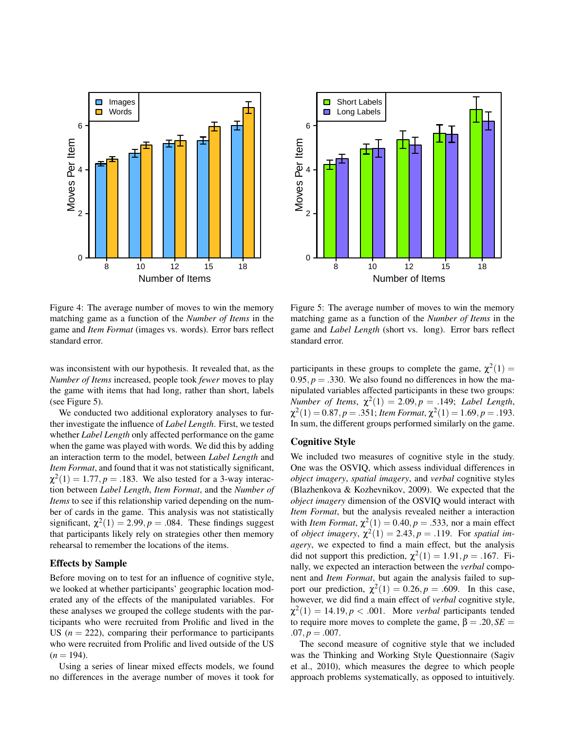Figure 4: The average number of moves to win the memory matching game as a function of the *Number of Items* in the game and *Item Format* (images vs. words). Error bars reflect standard error.

Figure 5: The average number of moves to win the memory matching game as a function of the *Number of Items* in the game and *Label Length* (short vs. long). Error bars reflect standard error.

was inconsistent with our hypothesis. It revealed that, as the *Number of Items* increased, people took *fewer* moves to play the game with items that had long, rather than short, labels (see Figure 5).

We conducted two additional exploratory analyses to further investigate the influence of *Label Length*. First, we tested whether *Label Length* only affected performance on the game when the game was played with words. We did this by adding an interaction term to the model, between *Label Length* and *Item Format*, and found that it was not statistically significant, $\chi^2(1) = 1.77, p = .183$. We also tested for a 3-way interaction between *Label Length*, *Item Format*, and the *Number of Items* to see if this relationship varied depending on the number of cards in the game. This analysis was not statistically significant, $\chi^2(1) = 2.99, p = .084$. These findings suggest that participants likely rely on strategies other then memory rehearsal to remember the locations of the items.

## Effects by Sample

Before moving on to test for an influence of cognitive style, we looked at whether participants' geographic location moderated any of the effects of the manipulated variables. For these analyses we grouped the college students with the participants who were recruited from Prolific and lived in the US ($n = 222$), comparing their performance to participants who were recruited from Prolific and lived outside of the US ($n = 194$).

Using a series of linear mixed effects models, we found no differences in the average number of moves it took for participants in these groups to complete the game, $\chi^2(1) = 0.95, p = .330$. We also found no differences in how the manipulated variables affected participants in these two groups: *Number of Items*, $\chi^2(1) = 2.09, p = .149$; *Label Length*, $\chi^2(1) = 0.87, p = .351$; *Item Format*, $\chi^2(1) = 1.69, p = .193$. In sum, the different groups performed similarly on the game.

## Cognitive Style

We included two measures of cognitive style in the study. One was the OSVIQ, which assess individual differences in *object imagery*, *spatial imagery*, and *verbal* cognitive styles (Blazhenkova & Kozhevnikov, 2009). We expected that the *object imagery* dimension of the OSVIQ would interact with *Item Format*, but the analysis revealed neither a interaction with *Item Format*, $\chi^2(1) = 0.40, p = .533$, nor a main effect of *object imagery*, $\chi^2(1) = 2.43, p = .119$. For *spatial imagery*, we expected to find a main effect, but the analysis did not support this prediction, $\chi^2(1) = 1.91, p = .167$. Finally, we expected an interaction between the *verbal* component and *Item Format*, but again the analysis failed to support our prediction, $\chi^2(1) = 0.26, p = .609$. In this case, however, we did find a main effect of *verbal* cognitive style, $\chi^2(1) = 14.19, p < .001$. More *verbal* participants tended to require more moves to complete the game, $\beta = .20, SE = .07, p = .007$.

The second measure of cognitive style that we included was the Thinking and Working Style Questionnaire (Sagiv et al., 2010), which measures the degree to which people approach problems systematically, as opposed to intuitively.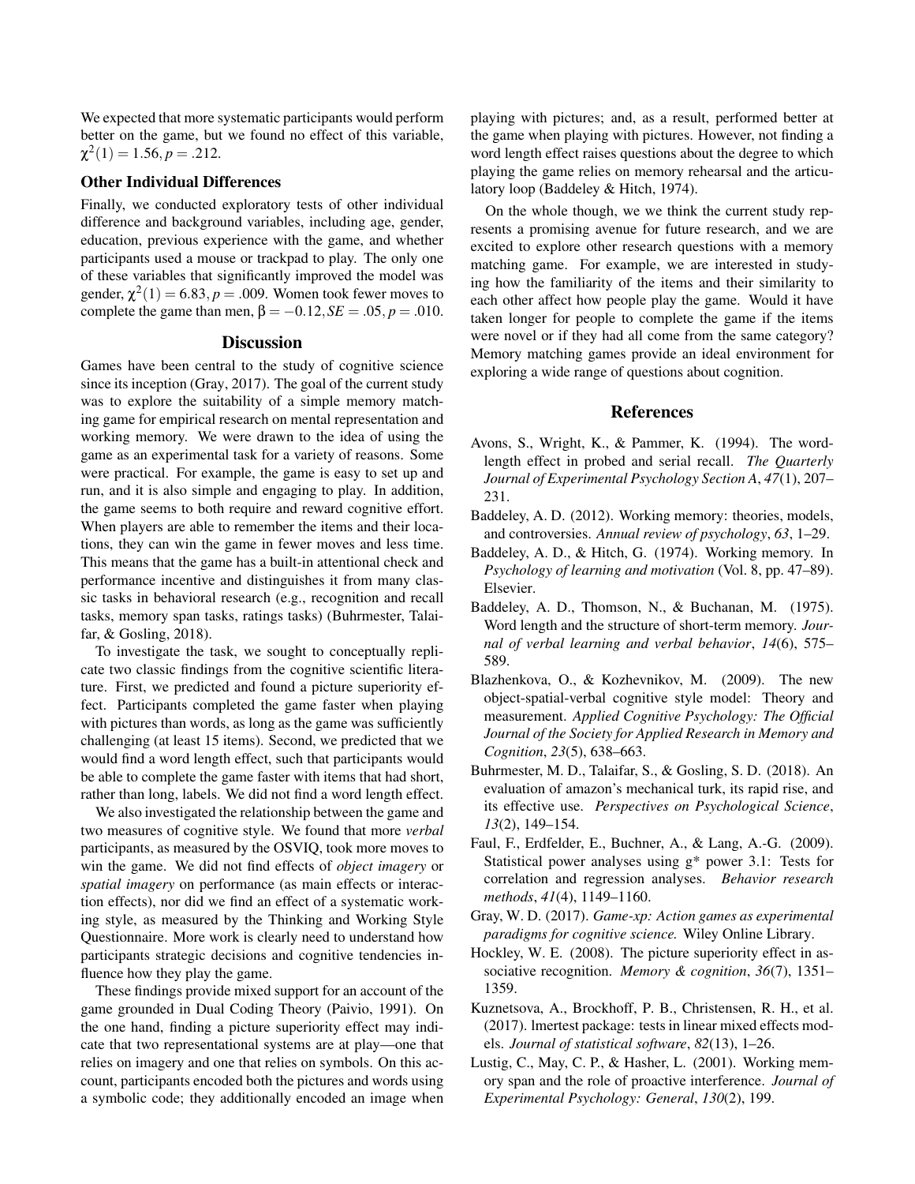We expected that more systematic participants would perform better on the game, but we found no effect of this variable, $\chi^2(1) = 1.56, p = .212$.

### Other Individual Differences

Finally, we conducted exploratory tests of other individual difference and background variables, including age, gender, education, previous experience with the game, and whether participants used a mouse or trackpad to play. The only one of these variables that significantly improved the model was gender, $\chi^2(1) = 6.83, p = .009$. Women took fewer moves to complete the game than men, $\beta = -0.12, SE = .05, p = .010$.

## Discussion

Games have been central to the study of cognitive science since its inception (Gray, 2017). The goal of the current study was to explore the suitability of a simple memory matching game for empirical research on mental representation and working memory. We were drawn to the idea of using the game as an experimental task for a variety of reasons. Some were practical. For example, the game is easy to set up and run, and it is also simple and engaging to play. In addition, the game seems to both require and reward cognitive effort. When players are able to remember the items and their locations, they can win the game in fewer moves and less time. This means that the game has a built-in attentional check and performance incentive and distinguishes it from many classic tasks in behavioral research (e.g., recognition and recall tasks, memory span tasks, ratings tasks) (Buhrmester, Talaifar, & Gosling, 2018).

To investigate the task, we sought to conceptually replicate two classic findings from the cognitive scientific literature. First, we predicted and found a picture superiority effect. Participants completed the game faster when playing with pictures than words, as long as the game was sufficiently challenging (at least 15 items). Second, we predicted that we would find a word length effect, such that participants would be able to complete the game faster with items that had short, rather than long, labels. We did not find a word length effect.

We also investigated the relationship between the game and two measures of cognitive style. We found that more *verbal* participants, as measured by the OSVIQ, took more moves to win the game. We did not find effects of *object imagery* or *spatial imagery* on performance (as main effects or interaction effects), nor did we find an effect of a systematic working style, as measured by the Thinking and Working Style Questionnaire. More work is clearly need to understand how participants strategic decisions and cognitive tendencies influence how they play the game.

These findings provide mixed support for an account of the game grounded in Dual Coding Theory (Paivio, 1991). On the one hand, finding a picture superiority effect may indicate that two representational systems are at play—one that relies on imagery and one that relies on symbols. On this account, participants encoded both the pictures and words using a symbolic code; they additionally encoded an image when playing with pictures; and, as a result, performed better at the game when playing with pictures. However, not finding a word length effect raises questions about the degree to which playing the game relies on memory rehearsal and the articulatory loop (Baddeley & Hitch, 1974).

On the whole though, we we think the current study represents a promising avenue for future research, and we are excited to explore other research questions with a memory matching game. For example, we are interested in studying how the familiarity of the items and their similarity to each other affect how people play the game. Would it have taken longer for people to complete the game if the items were novel or if they had all come from the same category? Memory matching games provide an ideal environment for exploring a wide range of questions about cognition.

## References

Avons, S., Wright, K., & Pammer, K. (1994). The word-length effect in probed and serial recall. *The Quarterly Journal of Experimental Psychology Section A*, *47*(1), 207–231.

Baddeley, A. D. (2012). Working memory: theories, models, and controversies. *Annual review of psychology*, *63*, 1–29.

Baddeley, A. D., & Hitch, G. (1974). Working memory. In *Psychology of learning and motivation* (Vol. 8, pp. 47–89). Elsevier.

Baddeley, A. D., Thomson, N., & Buchanan, M. (1975). Word length and the structure of short-term memory. *Journal of verbal learning and verbal behavior*, *14*(6), 575–589.

Blazhenkova, O., & Kozhevnikov, M. (2009). The new object-spatial-verbal cognitive style model: Theory and measurement. *Applied Cognitive Psychology: The Official Journal of the Society for Applied Research in Memory and Cognition*, *23*(5), 638–663.

Buhrmester, M. D., Talaifar, S., & Gosling, S. D. (2018). An evaluation of amazon's mechanical turk, its rapid rise, and its effective use. *Perspectives on Psychological Science*, *13*(2), 149–154.

Faul, F., Erdfelder, E., Buchner, A., & Lang, A.-G. (2009). Statistical power analyses using g* power 3.1: Tests for correlation and regression analyses. *Behavior research methods*, *41*(4), 1149–1160.

Gray, W. D. (2017). *Game-xp: Action games as experimental paradigms for cognitive science.* Wiley Online Library.

Hockley, W. E. (2008). The picture superiority effect in associative recognition. *Memory & cognition*, *36*(7), 1351–1359.

Kuznetsova, A., Brockhoff, P. B., Christensen, R. H., et al. (2017). lmertest package: tests in linear mixed effects models. *Journal of statistical software*, *82*(13), 1–26.

Lustig, C., May, C. P., & Hasher, L. (2001). Working memory span and the role of proactive interference. *Journal of Experimental Psychology: General*, *130*(2), 199.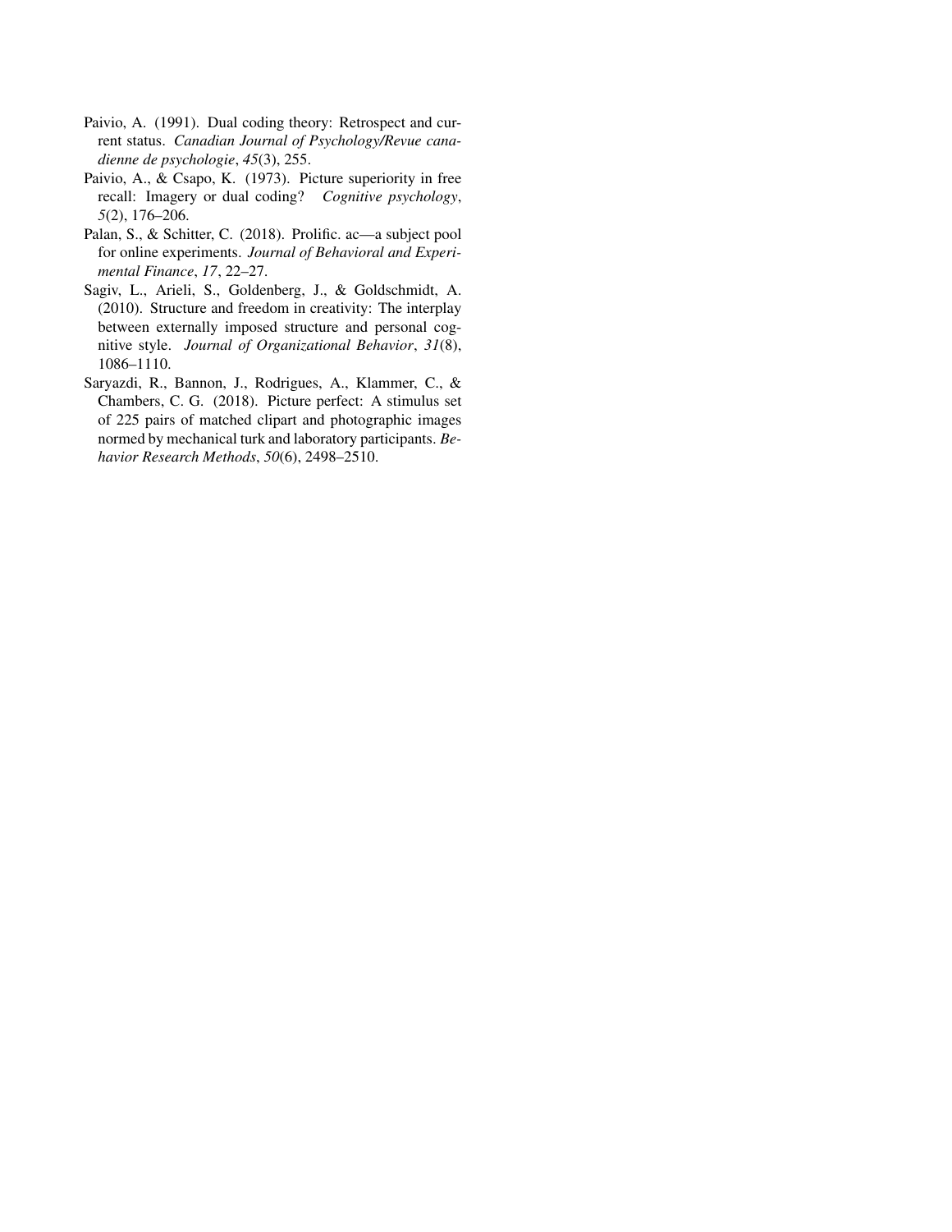Paivio, A. (1991). Dual coding theory: Retrospect and current status. *Canadian Journal of Psychology/Revue canadienne de psychologie*, *45*(3), 255.

Paivio, A., & Csapo, K. (1973). Picture superiority in free recall: Imagery or dual coding? *Cognitive psychology*, *5*(2), 176–206.

Palan, S., & Schitter, C. (2018). Prolific. ac—a subject pool for online experiments. *Journal of Behavioral and Experimental Finance*, *17*, 22–27.

Sagiv, L., Arieli, S., Goldenberg, J., & Goldschmidt, A. (2010). Structure and freedom in creativity: The interplay between externally imposed structure and personal cognitive style. *Journal of Organizational Behavior*, *31*(8), 1086–1110.

Saryazdi, R., Bannon, J., Rodrigues, A., Klammer, C., & Chambers, C. G. (2018). Picture perfect: A stimulus set of 225 pairs of matched clipart and photographic images normed by mechanical turk and laboratory participants. *Behavior Research Methods*, *50*(6), 2498–2510.